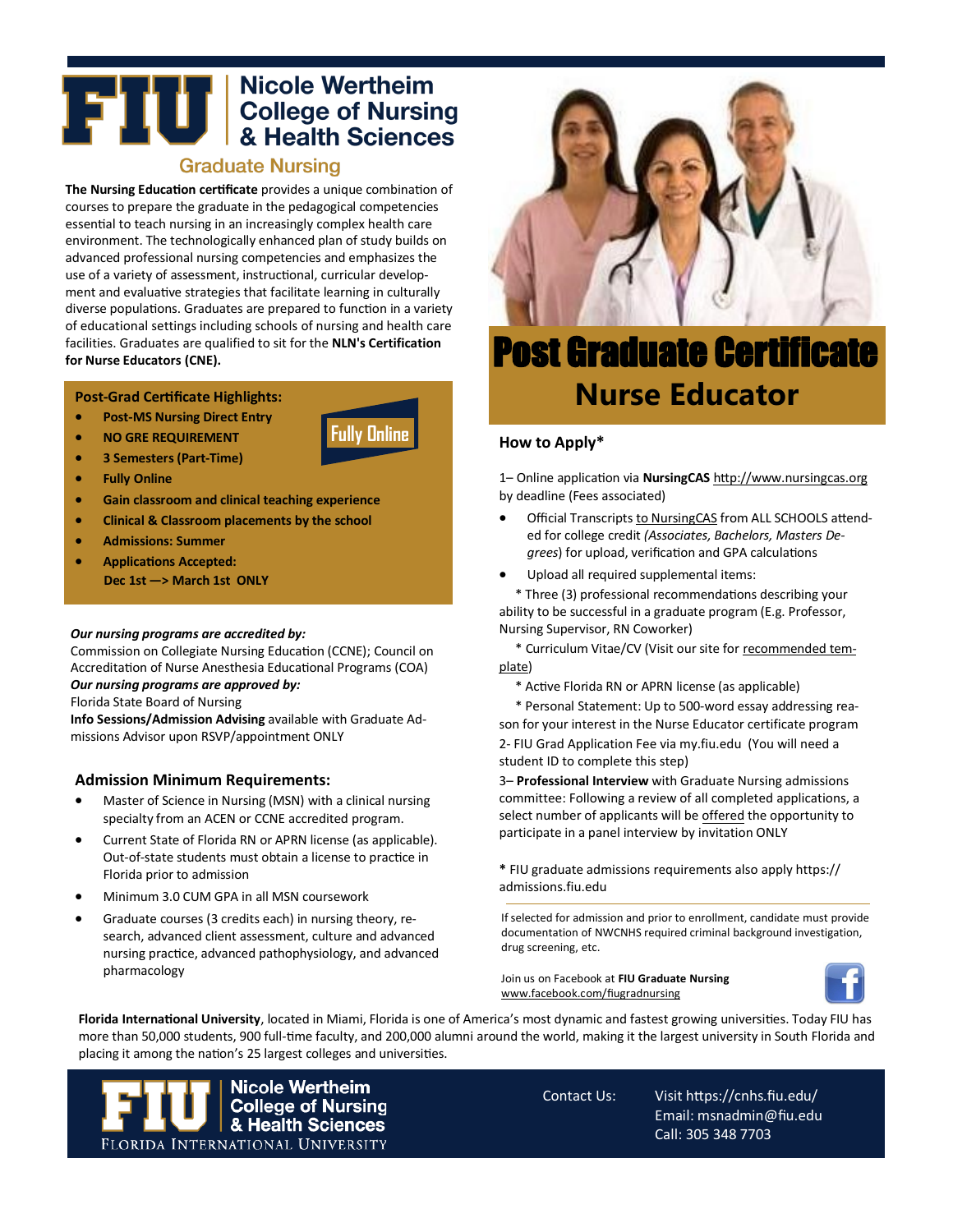# FIU | Nicole Wertheim College of Nursing & Health Sciences

## Graduate Nursing

**The Nursing Education certificate** provides a unique combination of courses to prepare the graduate in the pedagogical competencies essential to teach nursing in an increasingly complex health care environment. The technologically enhanced plan of study builds on advanced professional nursing competencies and emphasizes the use of a variety of assessment, instructional, curricular development and evaluative strategies that facilitate learning in culturally diverse populations. Graduates are prepared to function in a variety of educational settings including schools of nursing and health care facilities. Graduates are qualified to sit for the **NLN's Certification for Nurse Educators (CNE).**

### Post-Grad Certificate Highlights:

**Fully Online**

- **Post-MS Nursing Direct Entry**
- **NO GRE REQUIREMENT**
- **3 Semesters (Part-Time)**
- **Fully Online**
- **Gain classroom and clinical teaching experience**
- **Clinical & Classroom placements by the school**
- **Admissions: Summer**
- **Applications Accepted:**
  **Dec 1st —> March 1st ONLY**

***Our nursing programs are accredited by:***
Commission on Collegiate Nursing Education (CCNE); Council on Accreditation of Nurse Anesthesia Educational Programs (COA)
***Our nursing programs are approved by:***
Florida State Board of Nursing
**Info Sessions/Admission Advising** available with Graduate Admissions Advisor upon RSVP/appointment ONLY

### Admission Minimum Requirements:

- Master of Science in Nursing (MSN) with a clinical nursing specialty from an ACEN or CCNE accredited program.
- Current State of Florida RN or APRN license (as applicable). Out-of-state students must obtain a license to practice in Florida prior to admission
- Minimum 3.0 CUM GPA in all MSN coursework
- Graduate courses (3 credits each) in nursing theory, research, advanced client assessment, culture and advanced nursing practice, advanced pathophysiology, and advanced pharmacology

# Post Graduate Certificate
## Nurse Educator

### How to Apply*

1– Online application via **NursingCAS** http://www.nursingcas.org by deadline (Fees associated)

- Official Transcripts to NursingCAS from ALL SCHOOLS attended for college credit *(Associates, Bachelors, Masters Degrees)* for upload, verification and GPA calculations
- Upload all required supplemental items:

  * Three (3) professional recommendations describing your ability to be successful in a graduate program (E.g. Professor, Nursing Supervisor, RN Coworker)
  * Curriculum Vitae/CV (Visit our site for recommended template)
  * Active Florida RN or APRN license (as applicable)
  * Personal Statement: Up to 500-word essay addressing reason for your interest in the Nurse Educator certificate program

2- FIU Grad Application Fee via my.fiu.edu (You will need a student ID to complete this step)

3– **Professional Interview** with Graduate Nursing admissions committee: Following a review of all completed applications, a select number of applicants will be offered the opportunity to participate in a panel interview by invitation ONLY

**\*** FIU graduate admissions requirements also apply https://admissions.fiu.edu

If selected for admission and prior to enrollment, candidate must provide documentation of NWCNHS required criminal background investigation, drug screening, etc.

Join us on Facebook at **FIU Graduate Nursing** www.facebook.com/fiugradnursing

**Florida International University**, located in Miami, Florida is one of America's most dynamic and fastest growing universities. Today FIU has more than 50,000 students, 900 full-time faculty, and 200,000 alumni around the world, making it the largest university in South Florida and placing it among the nation's 25 largest colleges and universities.

FIU | Nicole Wertheim College of Nursing & Health Sciences — Florida International University

Contact Us:
Visit https://cnhs.fiu.edu/
Email: msnadmin@fiu.edu
Call: 305 348 7703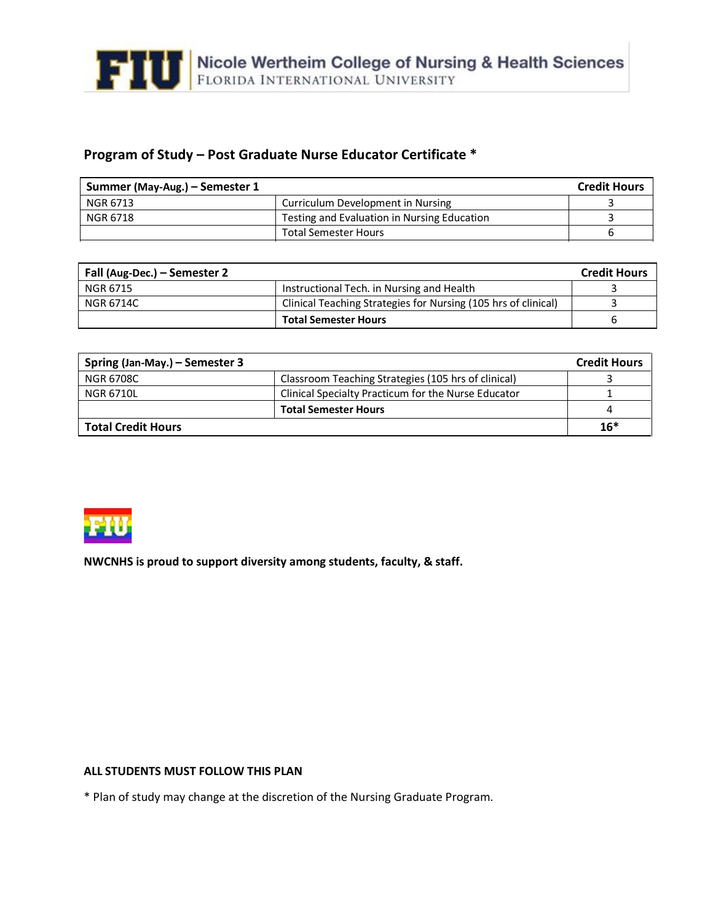## Program of Study – Post Graduate Nurse Educator Certificate *

| Summer (May-Aug.) – Semester 1 | | Credit Hours |
|---|---|---|
| NGR 6713 | Curriculum Development in Nursing | 3 |
| NGR 6718 | Testing and Evaluation in Nursing Education | 3 |
| | Total Semester Hours | 6 |

| Fall (Aug-Dec.) – Semester 2 | | Credit Hours |
|---|---|---|
| NGR 6715 | Instructional Tech. in Nursing and Health | 3 |
| NGR 6714C | Clinical Teaching Strategies for Nursing (105 hrs of clinical) | 3 |
| | **Total Semester Hours** | 6 |

| Spring (Jan-May.) – Semester 3 | | Credit Hours |
|---|---|---|
| NGR 6708C | Classroom Teaching Strategies (105 hrs of clinical) | 3 |
| NGR 6710L | Clinical Specialty Practicum for the Nurse Educator | 1 |
| | **Total Semester Hours** | 4 |
| **Total Credit Hours** | | **16*** |

**NWCNHS is proud to support diversity among students, faculty, & staff.**

**ALL STUDENTS MUST FOLLOW THIS PLAN**

* Plan of study may change at the discretion of the Nursing Graduate Program.